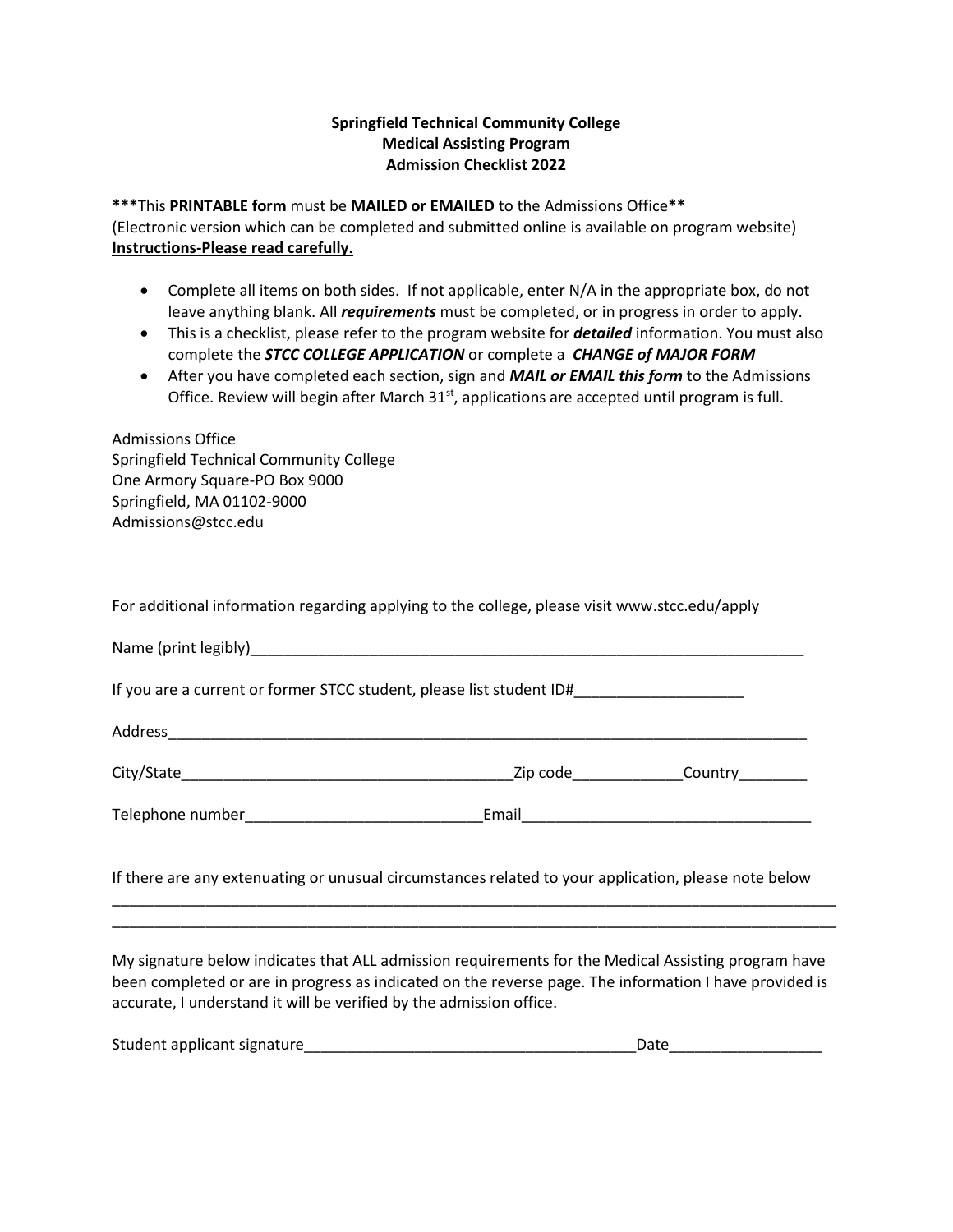**Springfield Technical Community College**
**Medical Assisting Program**
**Admission Checklist 2022**

*****This **PRINTABLE form** must be **MAILED or EMAILED** to the Admissions Office**
(Electronic version which can be completed and submitted online is available on program website)
**Instructions-Please read carefully.**

- Complete all items on both sides. If not applicable, enter N/A in the appropriate box, do not leave anything blank. All ***requirements*** must be completed, or in progress in order to apply.
- This is a checklist, please refer to the program website for ***detailed*** information. You must also complete the ***STCC COLLEGE APPLICATION*** or complete a ***CHANGE of MAJOR FORM***
- After you have completed each section, sign and ***MAIL or EMAIL this form*** to the Admissions Office. Review will begin after March 31st, applications are accepted until program is full.

Admissions Office
Springfield Technical Community College
One Armory Square-PO Box 9000
Springfield, MA 01102-9000
Admissions@stcc.edu

For additional information regarding applying to the college, please visit www.stcc.edu/apply

Name (print legibly)____________________________________________________________________

If you are a current or former STCC student, please list student ID#____________________

Address______________________________________________________________________________

City/State________________________________________Zip code_____________Country________

Telephone number____________________________Email__________________________________

If there are any extenuating or unusual circumstances related to your application, please note below
_____________________________________________________________________________________
_____________________________________________________________________________________

My signature below indicates that ALL admission requirements for the Medical Assisting program have been completed or are in progress as indicated on the reverse page. The information I have provided is accurate, I understand it will be verified by the admission office.

Student applicant signature________________________________________Date__________________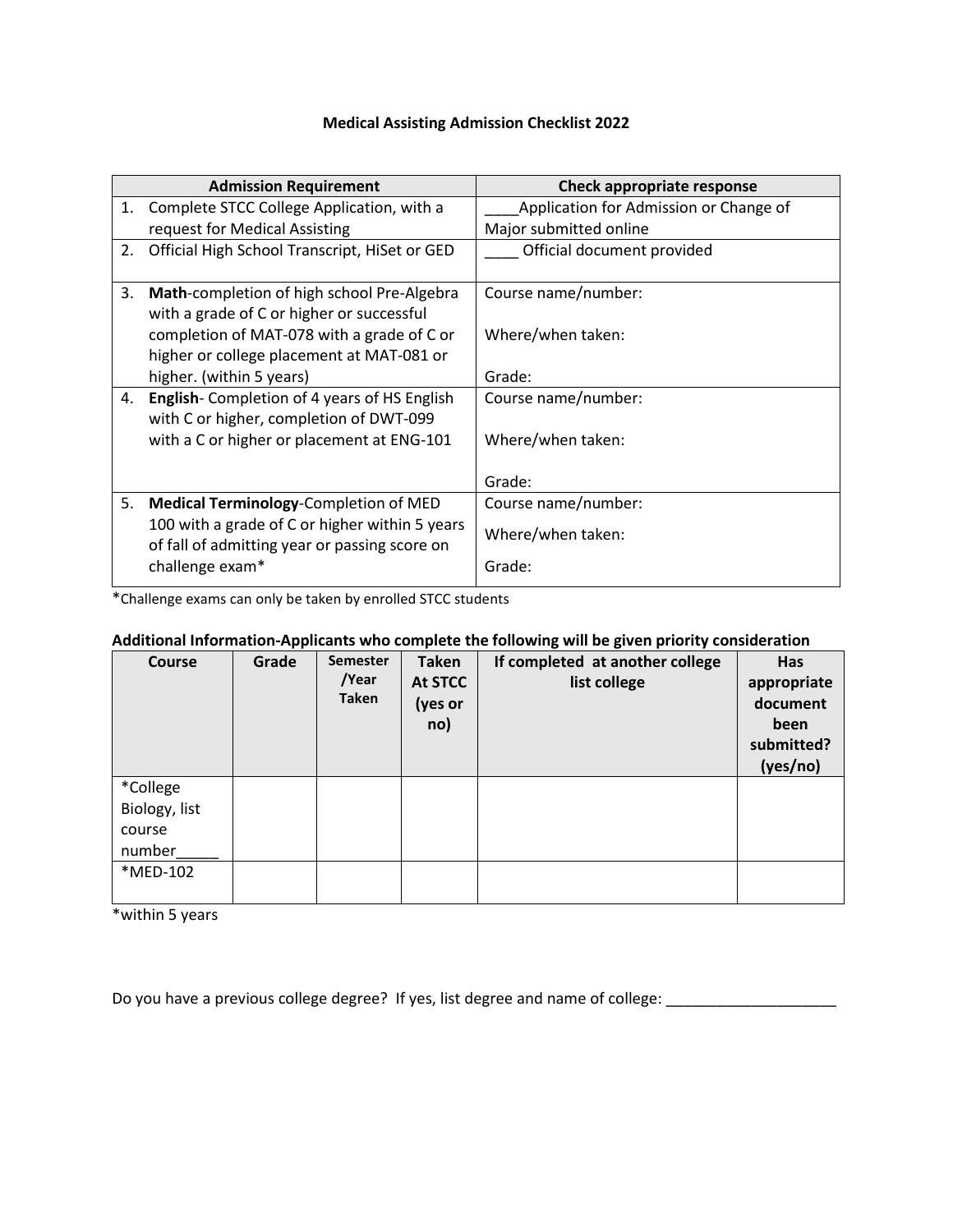**Medical Assisting Admission Checklist 2022**

| Admission Requirement | Check appropriate response |
|---|---|
| 1. Complete STCC College Application, with a request for Medical Assisting | ____Application for Admission or Change of Major submitted online |
| 2. Official High School Transcript, HiSet or GED | ____ Official document provided |
| 3. **Math**-completion of high school Pre-Algebra with a grade of C or higher or successful completion of MAT-078 with a grade of C or higher or college placement at MAT-081 or higher. (within 5 years) | Course name/number:<br><br>Where/when taken:<br><br>Grade: |
| 4. **English**- Completion of 4 years of HS English with C or higher, completion of DWT-099 with a C or higher or placement at ENG-101 | Course name/number:<br><br>Where/when taken:<br><br>Grade: |
| 5. **Medical Terminology**-Completion of MED 100 with a grade of C or higher within 5 years of fall of admitting year or passing score on challenge exam* | Course name/number:<br><br>Where/when taken:<br><br>Grade: |

*Challenge exams can only be taken by enrolled STCC students

**Additional Information-Applicants who complete the following will be given priority consideration**

| Course | Grade | Semester /Year Taken | Taken At STCC (yes or no) | If completed at another college list college | Has appropriate document been submitted? (yes/no) |
|---|---|---|---|---|---|
| *College Biology, list course number_____ | | | | | |
| *MED-102 | | | | | |

*within 5 years

Do you have a previous college degree? If yes, list degree and name of college: ____________________